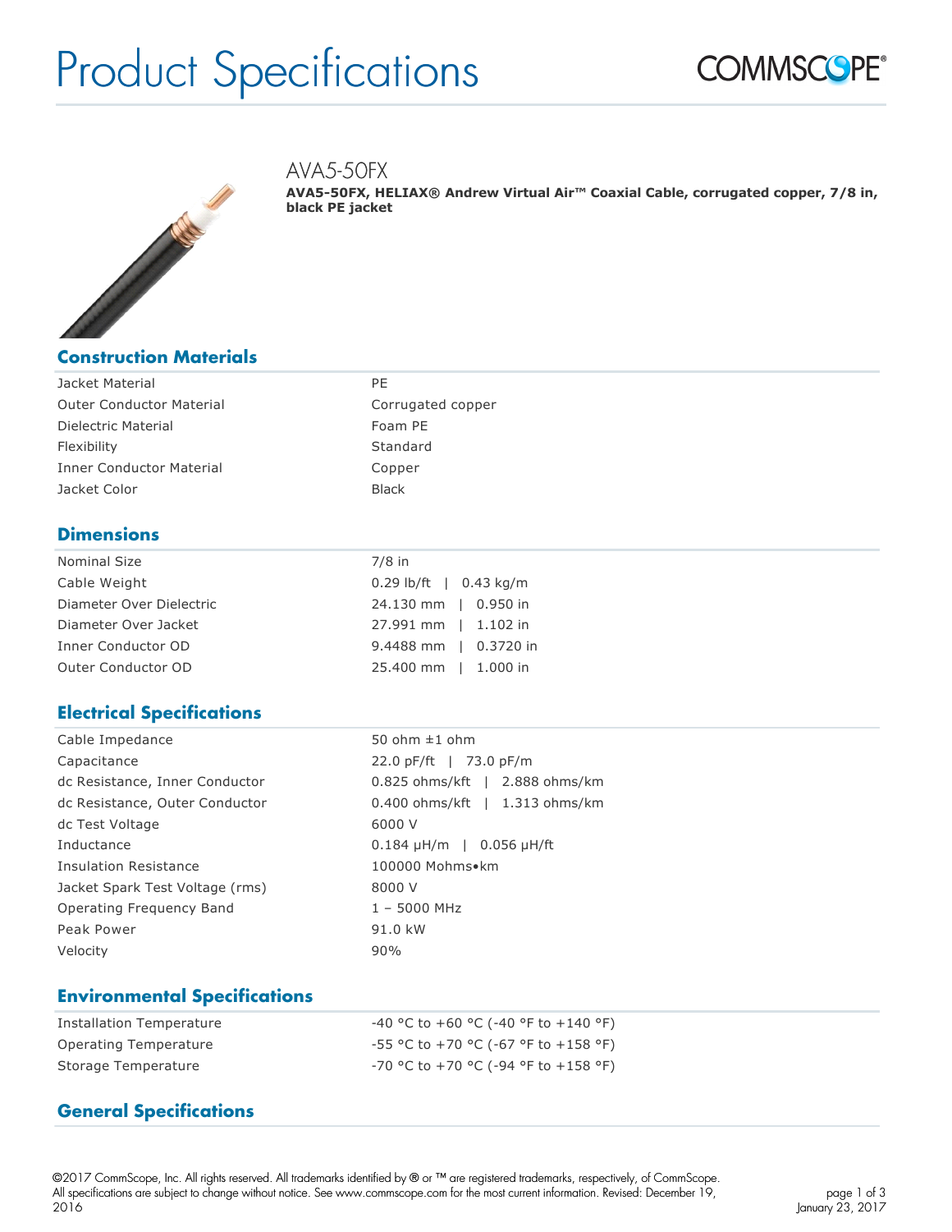# Product Specifications

COMMSCOPE®

## AVA5-50FX

**AVA5-50FX, HELIAX® Andrew Virtual Air™ Coaxial Cable, corrugated copper, 7/8 in, black PE jacket**

## Construction Materials

| | |
|---|---|
| Jacket Material | PE |
| Outer Conductor Material | Corrugated copper |
| Dielectric Material | Foam PE |
| Flexibility | Standard |
| Inner Conductor Material | Copper |
| Jacket Color | Black |

## Dimensions

| | |
|---|---|
| Nominal Size | 7/8 in |
| Cable Weight | 0.29 lb/ft \| 0.43 kg/m |
| Diameter Over Dielectric | 24.130 mm \| 0.950 in |
| Diameter Over Jacket | 27.991 mm \| 1.102 in |
| Inner Conductor OD | 9.4488 mm \| 0.3720 in |
| Outer Conductor OD | 25.400 mm \| 1.000 in |

## Electrical Specifications

| | |
|---|---|
| Cable Impedance | 50 ohm ±1 ohm |
| Capacitance | 22.0 pF/ft \| 73.0 pF/m |
| dc Resistance, Inner Conductor | 0.825 ohms/kft \| 2.888 ohms/km |
| dc Resistance, Outer Conductor | 0.400 ohms/kft \| 1.313 ohms/km |
| dc Test Voltage | 6000 V |
| Inductance | 0.184 µH/m \| 0.056 µH/ft |
| Insulation Resistance | 100000 Mohms•km |
| Jacket Spark Test Voltage (rms) | 8000 V |
| Operating Frequency Band | 1 – 5000 MHz |
| Peak Power | 91.0 kW |
| Velocity | 90% |

## Environmental Specifications

| | |
|---|---|
| Installation Temperature | -40 °C to +60 °C (-40 °F to +140 °F) |
| Operating Temperature | -55 °C to +70 °C (-67 °F to +158 °F) |
| Storage Temperature | -70 °C to +70 °C (-94 °F to +158 °F) |

## General Specifications

©2017 CommScope, Inc. All rights reserved. All trademarks identified by ® or ™ are registered trademarks, respectively, of CommScope. All specifications are subject to change without notice. See www.commscope.com for the most current information. Revised: December 19, 2016

January 23, 2017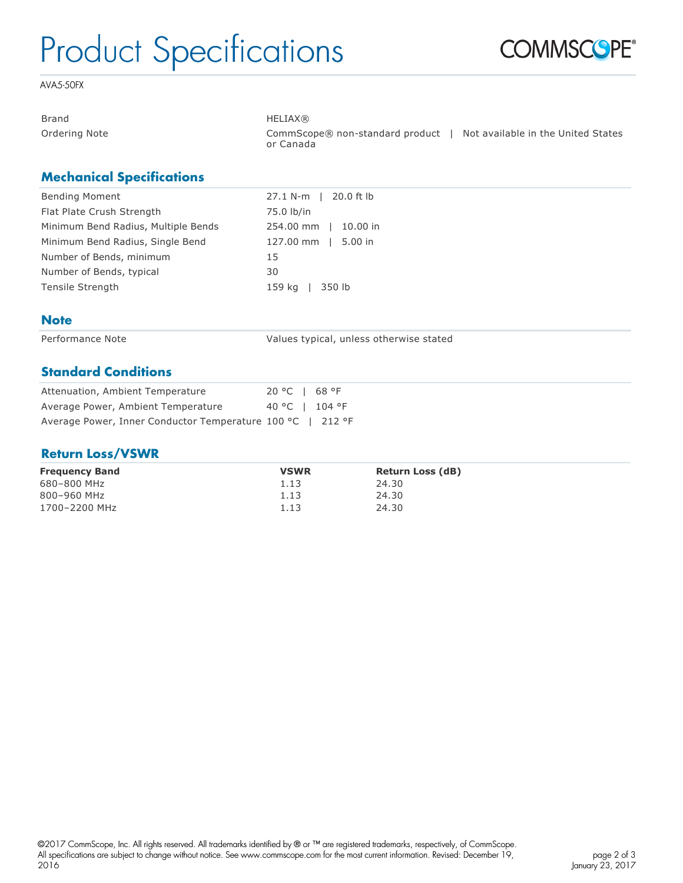# Product Specifications

AVA5-50FX

| | |
|---|---|
| Brand | HELIAX® |
| Ordering Note | CommScope® non-standard product \| Not available in the United States or Canada |

## Mechanical Specifications

| | |
|---|---|
| Bending Moment | 27.1 N-m \| 20.0 ft lb |
| Flat Plate Crush Strength | 75.0 lb/in |
| Minimum Bend Radius, Multiple Bends | 254.00 mm \| 10.00 in |
| Minimum Bend Radius, Single Bend | 127.00 mm \| 5.00 in |
| Number of Bends, minimum | 15 |
| Number of Bends, typical | 30 |
| Tensile Strength | 159 kg \| 350 lb |

## Note

| | |
|---|---|
| Performance Note | Values typical, unless otherwise stated |

## Standard Conditions

| | |
|---|---|
| Attenuation, Ambient Temperature | 20 °C \| 68 °F |
| Average Power, Ambient Temperature | 40 °C \| 104 °F |
| Average Power, Inner Conductor Temperature | 100 °C \| 212 °F |

## Return Loss/VSWR

| Frequency Band | VSWR | Return Loss (dB) |
|---|---|---|
| 680–800 MHz | 1.13 | 24.30 |
| 800–960 MHz | 1.13 | 24.30 |
| 1700–2200 MHz | 1.13 | 24.30 |

©2017 CommScope, Inc. All rights reserved. All trademarks identified by ® or ™ are registered trademarks, respectively, of CommScope. All specifications are subject to change without notice. See www.commscope.com for the most current information. Revised: December 19, 2016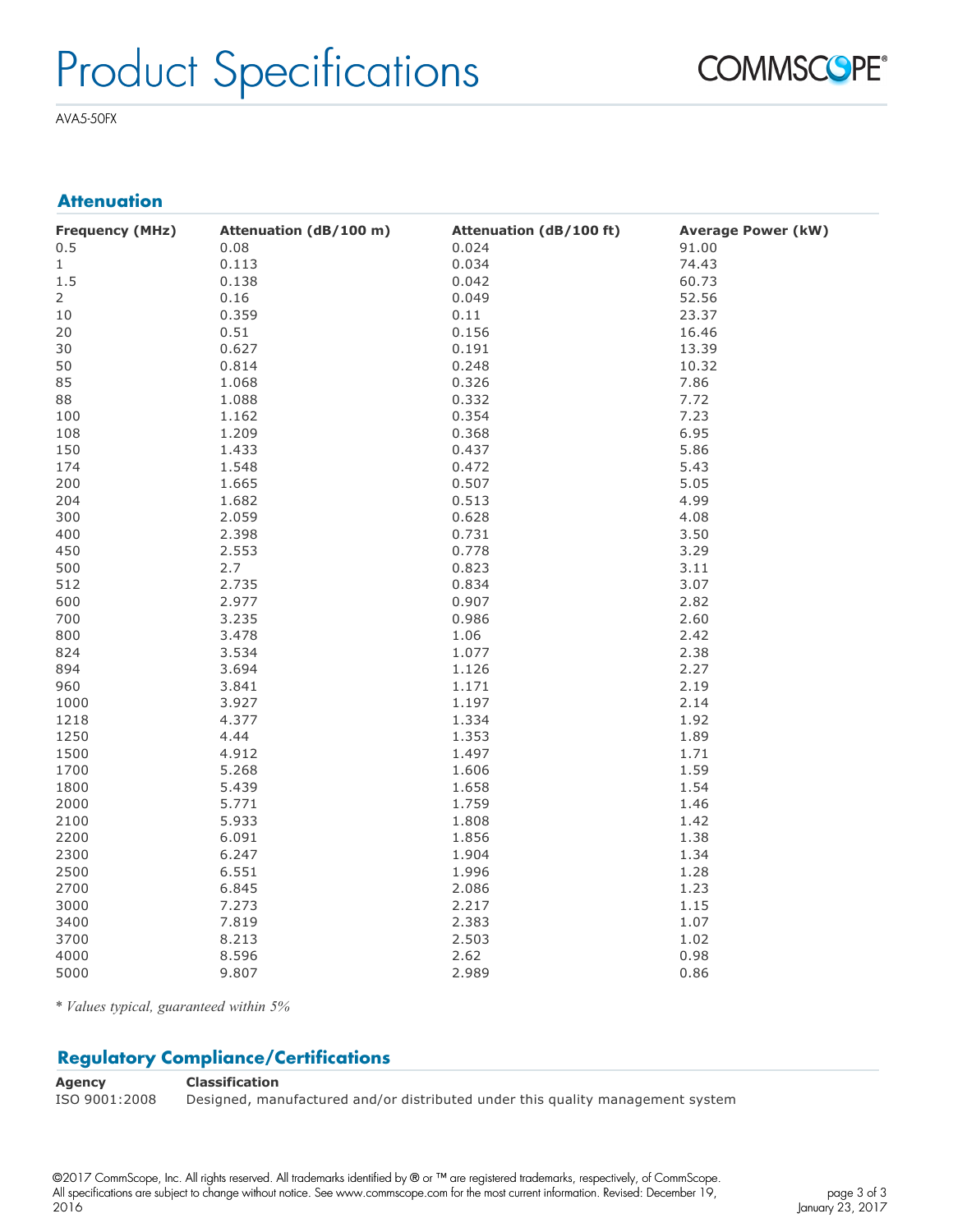# Product Specifications

AVA5-50FX

## Attenuation

| Frequency (MHz) | Attenuation (dB/100 m) | Attenuation (dB/100 ft) | Average Power (kW) |
|---|---|---|---|
| 0.5 | 0.08 | 0.024 | 91.00 |
| 1 | 0.113 | 0.034 | 74.43 |
| 1.5 | 0.138 | 0.042 | 60.73 |
| 2 | 0.16 | 0.049 | 52.56 |
| 10 | 0.359 | 0.11 | 23.37 |
| 20 | 0.51 | 0.156 | 16.46 |
| 30 | 0.627 | 0.191 | 13.39 |
| 50 | 0.814 | 0.248 | 10.32 |
| 85 | 1.068 | 0.326 | 7.86 |
| 88 | 1.088 | 0.332 | 7.72 |
| 100 | 1.162 | 0.354 | 7.23 |
| 108 | 1.209 | 0.368 | 6.95 |
| 150 | 1.433 | 0.437 | 5.86 |
| 174 | 1.548 | 0.472 | 5.43 |
| 200 | 1.665 | 0.507 | 5.05 |
| 204 | 1.682 | 0.513 | 4.99 |
| 300 | 2.059 | 0.628 | 4.08 |
| 400 | 2.398 | 0.731 | 3.50 |
| 450 | 2.553 | 0.778 | 3.29 |
| 500 | 2.7 | 0.823 | 3.11 |
| 512 | 2.735 | 0.834 | 3.07 |
| 600 | 2.977 | 0.907 | 2.82 |
| 700 | 3.235 | 0.986 | 2.60 |
| 800 | 3.478 | 1.06 | 2.42 |
| 824 | 3.534 | 1.077 | 2.38 |
| 894 | 3.694 | 1.126 | 2.27 |
| 960 | 3.841 | 1.171 | 2.19 |
| 1000 | 3.927 | 1.197 | 2.14 |
| 1218 | 4.377 | 1.334 | 1.92 |
| 1250 | 4.44 | 1.353 | 1.89 |
| 1500 | 4.912 | 1.497 | 1.71 |
| 1700 | 5.268 | 1.606 | 1.59 |
| 1800 | 5.439 | 1.658 | 1.54 |
| 2000 | 5.771 | 1.759 | 1.46 |
| 2100 | 5.933 | 1.808 | 1.42 |
| 2200 | 6.091 | 1.856 | 1.38 |
| 2300 | 6.247 | 1.904 | 1.34 |
| 2500 | 6.551 | 1.996 | 1.28 |
| 2700 | 6.845 | 2.086 | 1.23 |
| 3000 | 7.273 | 2.217 | 1.15 |
| 3400 | 7.819 | 2.383 | 1.07 |
| 3700 | 8.213 | 2.503 | 1.02 |
| 4000 | 8.596 | 2.62 | 0.98 |
| 5000 | 9.807 | 2.989 | 0.86 |

*\* Values typical, guaranteed within 5%*

## Regulatory Compliance/Certifications

| Agency | Classification |
|---|---|
| ISO 9001:2008 | Designed, manufactured and/or distributed under this quality management system |

©2017 CommScope, Inc. All rights reserved. All trademarks identified by ® or ™ are registered trademarks, respectively, of CommScope. All specifications are subject to change without notice. See www.commscope.com for the most current information. Revised: December 19, 2016

January 23, 2017